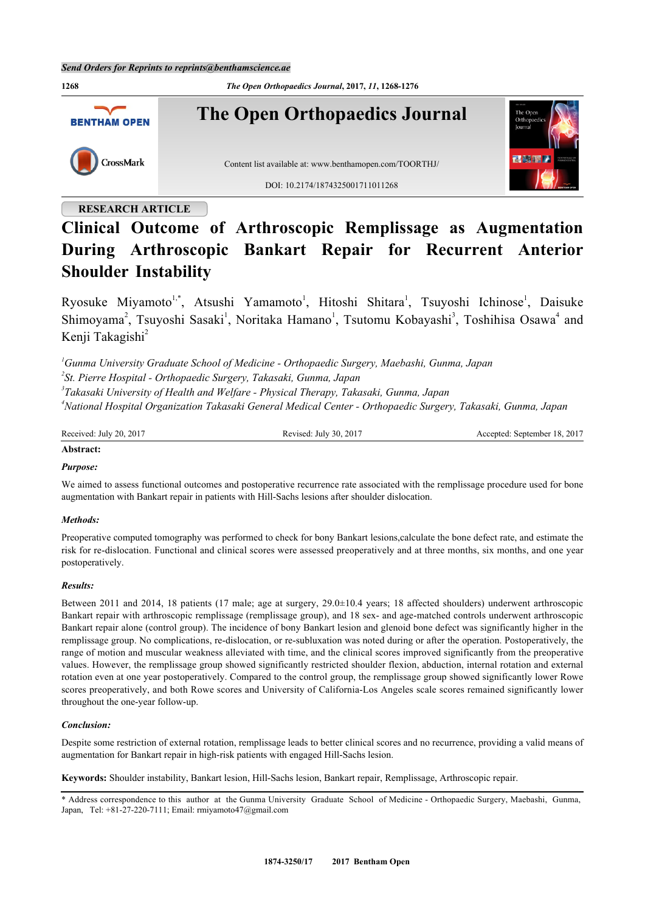Send Orders for Reprints to reprints@benthamscience.ae

The Open Orthopaedics Journal

Content list available at: www.benthamopen.com/TOORTHJ/

DOI: 10.2174/1874325001711011268

RESEARCH ARTICLE

# Clinical Outcome of Arthroscopic Remplissage as Augmentation During Arthroscopic Bankart Repair for Recurrent Anterior Shoulder Instability

Ryosuke Miyamoto[1,*], Atsushi Yamamoto[1], Hitoshi Shitara[1], Tsuyoshi Ichinose[1], Daisuke Shimoyama[2], Tsuyoshi Sasaki[1], Noritaka Hamano[1], Tsutomu Kobayashi[3], Toshihisa Osawa[4] and Kenji Takagishi[2]

*[1]Gunma University Graduate School of Medicine - Orthopaedic Surgery, Maebashi, Gunma, Japan*
*[2]St. Pierre Hospital - Orthopaedic Surgery, Takasaki, Gunma, Japan*
*[3]Takasaki University of Health and Welfare - Physical Therapy, Takasaki, Gunma, Japan*
*[4]National Hospital Organization Takasaki General Medical Center - Orthopaedic Surgery, Takasaki, Gunma, Japan*

Received: July 20, 2017 | Revised: July 30, 2017 | Accepted: September 18, 2017

**Abstract:**

***Purpose:***

We aimed to assess functional outcomes and postoperative recurrence rate associated with the remplissage procedure used for bone augmentation with Bankart repair in patients with Hill-Sachs lesions after shoulder dislocation.

***Methods:***

Preoperative computed tomography was performed to check for bony Bankart lesions,calculate the bone defect rate, and estimate the risk for re-dislocation. Functional and clinical scores were assessed preoperatively and at three months, six months, and one year postoperatively.

***Results:***

Between 2011 and 2014, 18 patients (17 male; age at surgery, 29.0±10.4 years; 18 affected shoulders) underwent arthroscopic Bankart repair with arthroscopic remplissage (remplissage group), and 18 sex- and age-matched controls underwent arthroscopic Bankart repair alone (control group). The incidence of bony Bankart lesion and glenoid bone defect was significantly higher in the remplissage group. No complications, re-dislocation, or re-subluxation was noted during or after the operation. Postoperatively, the range of motion and muscular weakness alleviated with time, and the clinical scores improved significantly from the preoperative values. However, the remplissage group showed significantly restricted shoulder flexion, abduction, internal rotation and external rotation even at one year postoperatively. Compared to the control group, the remplissage group showed significantly lower Rowe scores preoperatively, and both Rowe scores and University of California-Los Angeles scale scores remained significantly lower throughout the one-year follow-up.

***Conclusion:***

Despite some restriction of external rotation, remplissage leads to better clinical scores and no recurrence, providing a valid means of augmentation for Bankart repair in high-risk patients with engaged Hill-Sachs lesion.

**Keywords:** Shoulder instability, Bankart lesion, Hill-Sachs lesion, Bankart repair, Remplissage, Arthroscopic repair.

\* Address correspondence to this author at the Gunma University Graduate School of Medicine - Orthopaedic Surgery, Maebashi, Gunma, Japan, Tel: +81-27-220-7111; Email: rmiyamoto47@gmail.com

1874-3250/17 2017 Bentham Open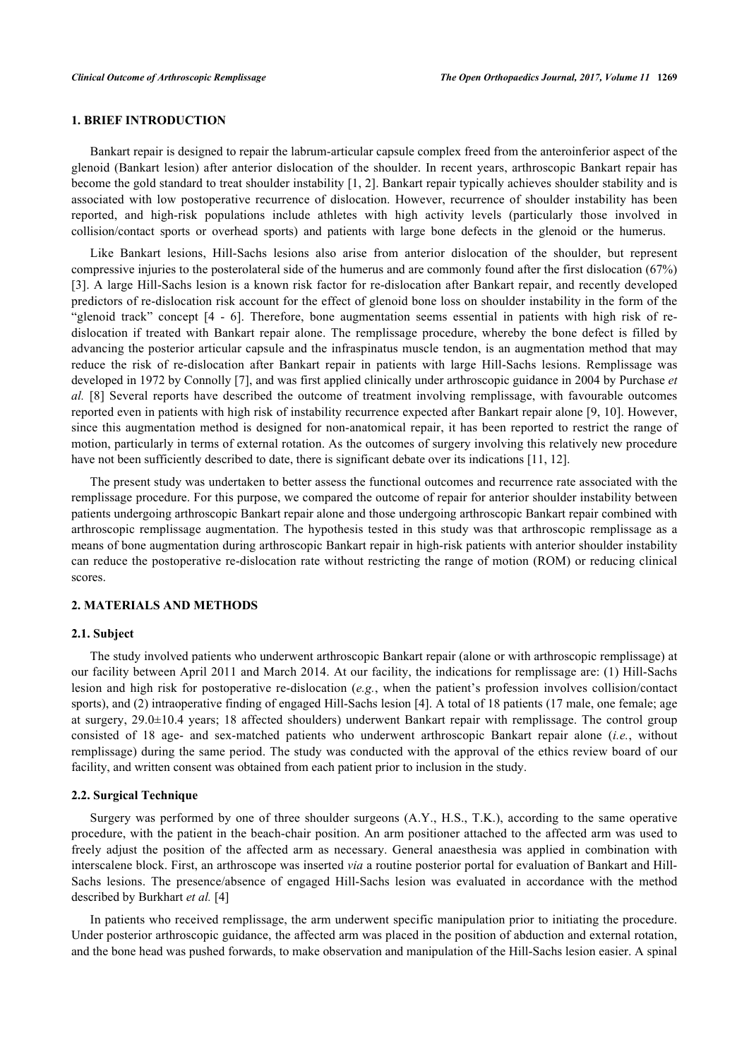## 1. BRIEF INTRODUCTION

Bankart repair is designed to repair the labrum-articular capsule complex freed from the anteroinferior aspect of the glenoid (Bankart lesion) after anterior dislocation of the shoulder. In recent years, arthroscopic Bankart repair has become the gold standard to treat shoulder instability [1, 2]. Bankart repair typically achieves shoulder stability and is associated with low postoperative recurrence of dislocation. However, recurrence of shoulder instability has been reported, and high-risk populations include athletes with high activity levels (particularly those involved in collision/contact sports or overhead sports) and patients with large bone defects in the glenoid or the humerus.

Like Bankart lesions, Hill-Sachs lesions also arise from anterior dislocation of the shoulder, but represent compressive injuries to the posterolateral side of the humerus and are commonly found after the first dislocation (67%) [3]. A large Hill-Sachs lesion is a known risk factor for re-dislocation after Bankart repair, and recently developed predictors of re-dislocation risk account for the effect of glenoid bone loss on shoulder instability in the form of the "glenoid track" concept [4 - 6]. Therefore, bone augmentation seems essential in patients with high risk of re-dislocation if treated with Bankart repair alone. The remplissage procedure, whereby the bone defect is filled by advancing the posterior articular capsule and the infraspinatus muscle tendon, is an augmentation method that may reduce the risk of re-dislocation after Bankart repair in patients with large Hill-Sachs lesions. Remplissage was developed in 1972 by Connolly [7], and was first applied clinically under arthroscopic guidance in 2004 by Purchase *et al.* [8] Several reports have described the outcome of treatment involving remplissage, with favourable outcomes reported even in patients with high risk of instability recurrence expected after Bankart repair alone [9, 10]. However, since this augmentation method is designed for non-anatomical repair, it has been reported to restrict the range of motion, particularly in terms of external rotation. As the outcomes of surgery involving this relatively new procedure have not been sufficiently described to date, there is significant debate over its indications [11, 12].

The present study was undertaken to better assess the functional outcomes and recurrence rate associated with the remplissage procedure. For this purpose, we compared the outcome of repair for anterior shoulder instability between patients undergoing arthroscopic Bankart repair alone and those undergoing arthroscopic Bankart repair combined with arthroscopic remplissage augmentation. The hypothesis tested in this study was that arthroscopic remplissage as a means of bone augmentation during arthroscopic Bankart repair in high-risk patients with anterior shoulder instability can reduce the postoperative re-dislocation rate without restricting the range of motion (ROM) or reducing clinical scores.

## 2. MATERIALS AND METHODS

### 2.1. Subject

The study involved patients who underwent arthroscopic Bankart repair (alone or with arthroscopic remplissage) at our facility between April 2011 and March 2014. At our facility, the indications for remplissage are: (1) Hill-Sachs lesion and high risk for postoperative re-dislocation (*e.g.*, when the patient's profession involves collision/contact sports), and (2) intraoperative finding of engaged Hill-Sachs lesion [4]. A total of 18 patients (17 male, one female; age at surgery, 29.0±10.4 years; 18 affected shoulders) underwent Bankart repair with remplissage. The control group consisted of 18 age- and sex-matched patients who underwent arthroscopic Bankart repair alone (*i.e.*, without remplissage) during the same period. The study was conducted with the approval of the ethics review board of our facility, and written consent was obtained from each patient prior to inclusion in the study.

### 2.2. Surgical Technique

Surgery was performed by one of three shoulder surgeons (A.Y., H.S., T.K.), according to the same operative procedure, with the patient in the beach-chair position. An arm positioner attached to the affected arm was used to freely adjust the position of the affected arm as necessary. General anaesthesia was applied in combination with interscalene block. First, an arthroscope was inserted *via* a routine posterior portal for evaluation of Bankart and Hill-Sachs lesions. The presence/absence of engaged Hill-Sachs lesion was evaluated in accordance with the method described by Burkhart *et al.* [4]

In patients who received remplissage, the arm underwent specific manipulation prior to initiating the procedure. Under posterior arthroscopic guidance, the affected arm was placed in the position of abduction and external rotation, and the bone head was pushed forwards, to make observation and manipulation of the Hill-Sachs lesion easier. A spinal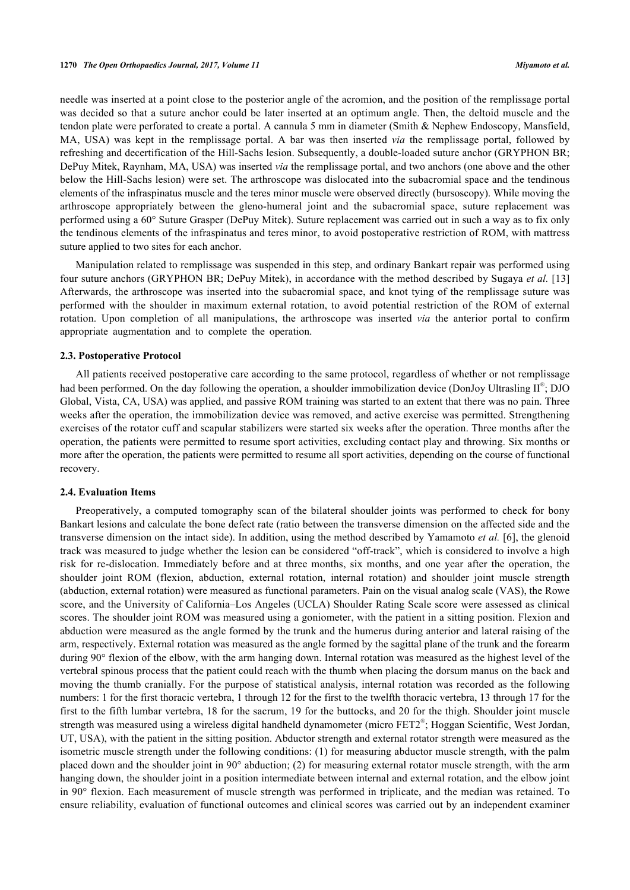needle was inserted at a point close to the posterior angle of the acromion, and the position of the remplissage portal was decided so that a suture anchor could be later inserted at an optimum angle. Then, the deltoid muscle and the tendon plate were perforated to create a portal. A cannula 5 mm in diameter (Smith & Nephew Endoscopy, Mansfield, MA, USA) was kept in the remplissage portal. A bar was then inserted *via* the remplissage portal, followed by refreshing and decertification of the Hill-Sachs lesion. Subsequently, a double-loaded suture anchor (GRYPHON BR; DePuy Mitek, Raynham, MA, USA) was inserted *via* the remplissage portal, and two anchors (one above and the other below the Hill-Sachs lesion) were set. The arthroscope was dislocated into the subacromial space and the tendinous elements of the infraspinatus muscle and the teres minor muscle were observed directly (bursoscopy). While moving the arthroscope appropriately between the gleno-humeral joint and the subacromial space, suture replacement was performed using a 60° Suture Grasper (DePuy Mitek). Suture replacement was carried out in such a way as to fix only the tendinous elements of the infraspinatus and teres minor, to avoid postoperative restriction of ROM, with mattress suture applied to two sites for each anchor.

Manipulation related to remplissage was suspended in this step, and ordinary Bankart repair was performed using four suture anchors (GRYPHON BR; DePuy Mitek), in accordance with the method described by Sugaya *et al.* [13] Afterwards, the arthroscope was inserted into the subacromial space, and knot tying of the remplissage suture was performed with the shoulder in maximum external rotation, to avoid potential restriction of the ROM of external rotation. Upon completion of all manipulations, the arthroscope was inserted *via* the anterior portal to confirm appropriate augmentation and to complete the operation.

### 2.3. Postoperative Protocol

All patients received postoperative care according to the same protocol, regardless of whether or not remplissage had been performed. On the day following the operation, a shoulder immobilization device (DonJoy Ultrasling II®; DJO Global, Vista, CA, USA) was applied, and passive ROM training was started to an extent that there was no pain. Three weeks after the operation, the immobilization device was removed, and active exercise was permitted. Strengthening exercises of the rotator cuff and scapular stabilizers were started six weeks after the operation. Three months after the operation, the patients were permitted to resume sport activities, excluding contact play and throwing. Six months or more after the operation, the patients were permitted to resume all sport activities, depending on the course of functional recovery.

### 2.4. Evaluation Items

Preoperatively, a computed tomography scan of the bilateral shoulder joints was performed to check for bony Bankart lesions and calculate the bone defect rate (ratio between the transverse dimension on the affected side and the transverse dimension on the intact side). In addition, using the method described by Yamamoto *et al.* [6], the glenoid track was measured to judge whether the lesion can be considered "off-track", which is considered to involve a high risk for re-dislocation. Immediately before and at three months, six months, and one year after the operation, the shoulder joint ROM (flexion, abduction, external rotation, internal rotation) and shoulder joint muscle strength (abduction, external rotation) were measured as functional parameters. Pain on the visual analog scale (VAS), the Rowe score, and the University of California–Los Angeles (UCLA) Shoulder Rating Scale score were assessed as clinical scores. The shoulder joint ROM was measured using a goniometer, with the patient in a sitting position. Flexion and abduction were measured as the angle formed by the trunk and the humerus during anterior and lateral raising of the arm, respectively. External rotation was measured as the angle formed by the sagittal plane of the trunk and the forearm during 90° flexion of the elbow, with the arm hanging down. Internal rotation was measured as the highest level of the vertebral spinous process that the patient could reach with the thumb when placing the dorsum manus on the back and moving the thumb cranially. For the purpose of statistical analysis, internal rotation was recorded as the following numbers: 1 for the first thoracic vertebra, 1 through 12 for the first to the twelfth thoracic vertebra, 13 through 17 for the first to the fifth lumbar vertebra, 18 for the sacrum, 19 for the buttocks, and 20 for the thigh. Shoulder joint muscle strength was measured using a wireless digital handheld dynamometer (micro FET2®; Hoggan Scientific, West Jordan, UT, USA), with the patient in the sitting position. Abductor strength and external rotator strength were measured as the isometric muscle strength under the following conditions: (1) for measuring abductor muscle strength, with the palm placed down and the shoulder joint in 90° abduction; (2) for measuring external rotator muscle strength, with the arm hanging down, the shoulder joint in a position intermediate between internal and external rotation, and the elbow joint in 90° flexion. Each measurement of muscle strength was performed in triplicate, and the median was retained. To ensure reliability, evaluation of functional outcomes and clinical scores was carried out by an independent examiner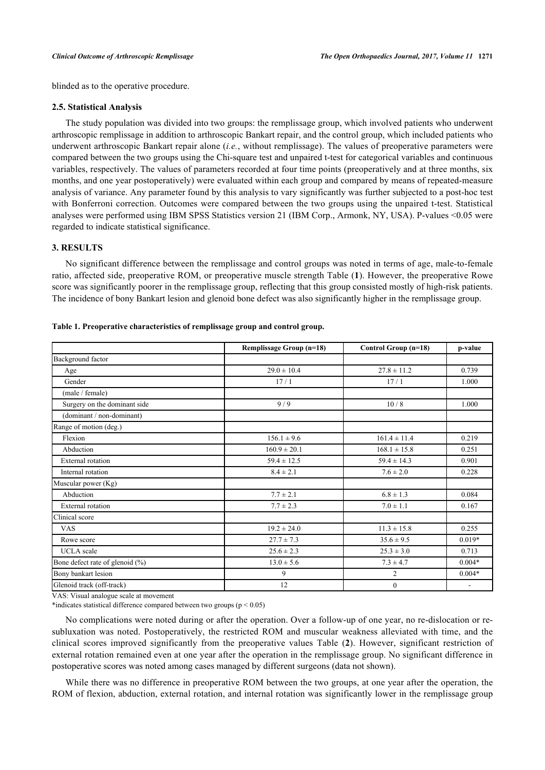blinded as to the operative procedure.

### 2.5. Statistical Analysis

The study population was divided into two groups: the remplissage group, which involved patients who underwent arthroscopic remplissage in addition to arthroscopic Bankart repair, and the control group, which included patients who underwent arthroscopic Bankart repair alone (*i.e.*, without remplissage). The values of preoperative parameters were compared between the two groups using the Chi-square test and unpaired t-test for categorical variables and continuous variables, respectively. The values of parameters recorded at four time points (preoperatively and at three months, six months, and one year postoperatively) were evaluated within each group and compared by means of repeated-measure analysis of variance. Any parameter found by this analysis to vary significantly was further subjected to a post-hoc test with Bonferroni correction. Outcomes were compared between the two groups using the unpaired t-test. Statistical analyses were performed using IBM SPSS Statistics version 21 (IBM Corp., Armonk, NY, USA). P-values <0.05 were regarded to indicate statistical significance.

## 3. RESULTS

No significant difference between the remplissage and control groups was noted in terms of age, male-to-female ratio, affected side, preoperative ROM, or preoperative muscle strength Table (**1**). However, the preoperative Rowe score was significantly poorer in the remplissage group, reflecting that this group consisted mostly of high-risk patients. The incidence of bony Bankart lesion and glenoid bone defect was also significantly higher in the remplissage group.

**Table 1. Preoperative characteristics of remplissage group and control group.**

| | Remplissage Group (n=18) | Control Group (n=18) | p-value |
|---|---|---|---|
| Background factor | | | |
| Age | 29.0 ± 10.4 | 27.8 ± 11.2 | 0.739 |
| Gender | 17 / 1 | 17 / 1 | 1.000 |
| (male / female) | | | |
| Surgery on the dominant side | 9 / 9 | 10 / 8 | 1.000 |
| (dominant / non-dominant) | | | |
| Range of motion (deg.) | | | |
| Flexion | 156.1 ± 9.6 | 161.4 ± 11.4 | 0.219 |
| Abduction | 160.9 ± 20.1 | 168.1 ± 15.8 | 0.251 |
| External rotation | 59.4 ± 12.5 | 59.4 ± 14.3 | 0.901 |
| Internal rotation | 8.4 ± 2.1 | 7.6 ± 2.0 | 0.228 |
| Muscular power (Kg) | | | |
| Abduction | 7.7 ± 2.1 | 6.8 ± 1.3 | 0.084 |
| External rotation | 7.7 ± 2.3 | 7.0 ± 1.1 | 0.167 |
| Clinical score | | | |
| VAS | 19.2 ± 24.0 | 11.3 ± 15.8 | 0.255 |
| Rowe score | 27.7 ± 7.3 | 35.6 ± 9.5 | 0.019* |
| UCLA scale | 25.6 ± 2.3 | 25.3 ± 3.0 | 0.713 |
| Bone defect rate of glenoid (%) | 13.0 ± 5.6 | 7.3 ± 4.7 | 0.004* |
| Bony bankart lesion | 9 | 2 | 0.004* |
| Glenoid track (off-track) | 12 | 0 | - |

VAS: Visual analogue scale at movement

*indicates statistical difference compared between two groups ($p < 0.05$)

No complications were noted during or after the operation. Over a follow-up of one year, no re-dislocation or re-subluxation was noted. Postoperatively, the restricted ROM and muscular weakness alleviated with time, and the clinical scores improved significantly from the preoperative values Table (**2**). However, significant restriction of external rotation remained even at one year after the operation in the remplissage group. No significant difference in postoperative scores was noted among cases managed by different surgeons (data not shown).

While there was no difference in preoperative ROM between the two groups, at one year after the operation, the ROM of flexion, abduction, external rotation, and internal rotation was significantly lower in the remplissage group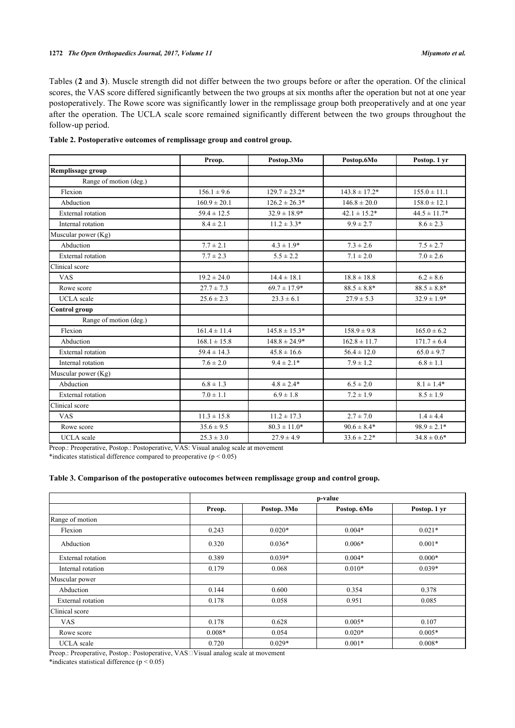Tables (**2** and **3**). Muscle strength did not differ between the two groups before or after the operation. Of the clinical scores, the VAS score differed significantly between the two groups at six months after the operation but not at one year postoperatively. The Rowe score was significantly lower in the remplissage group both preoperatively and at one year after the operation. The UCLA scale score remained significantly different between the two groups throughout the follow-up period.

**Table 2. Postoperative outcomes of remplissage group and control group.**

| | Preop. | Postop.3Mo | Postop.6Mo | Postop. 1 yr |
|---|---|---|---|---|
| **Remplissage group** | | | | |
| Range of motion (deg.) | | | | |
| Flexion | 156.1 ± 9.6 | 129.7 ± 23.2* | 143.8 ± 17.2* | 155.0 ± 11.1 |
| Abduction | 160.9 ± 20.1 | 126.2 ± 26.3* | 146.8 ± 20.0 | 158.0 ± 12.1 |
| External rotation | 59.4 ± 12.5 | 32.9 ± 18.9* | 42.1 ± 15.2* | 44.5 ± 11.7* |
| Internal rotation | 8.4 ± 2.1 | 11.2 ± 3.3* | 9.9 ± 2.7 | 8.6 ± 2.3 |
| Muscular power (Kg) | | | | |
| Abduction | 7.7 ± 2.1 | 4.3 ± 1.9* | 7.3 ± 2.6 | 7.5 ± 2.7 |
| External rotation | 7.7 ± 2.3 | 5.5 ± 2.2 | 7.1 ± 2.0 | 7.0 ± 2.6 |
| Clinical score | | | | |
| VAS | 19.2 ± 24.0 | 14.4 ± 18.1 | 18.8 ± 18.8 | 6.2 ± 8.6 |
| Rowe score | 27.7 ± 7.3 | 69.7 ± 17.9* | 88.5 ± 8.8* | 88.5 ± 8.8* |
| UCLA scale | 25.6 ± 2.3 | 23.3 ± 6.1 | 27.9 ± 5.3 | 32.9 ± 1.9* |
| **Control group** | | | | |
| Range of motion (deg.) | | | | |
| Flexion | 161.4 ± 11.4 | 145.8 ± 15.3* | 158.9 ± 9.8 | 165.0 ± 6.2 |
| Abduction | 168.1 ± 15.8 | 148.8 ± 24.9* | 162.8 ± 11.7 | 171.7 ± 6.4 |
| External rotation | 59.4 ± 14.3 | 45.8 ± 16.6 | 56.4 ± 12.0 | 65.0 ± 9.7 |
| Internal rotation | 7.6 ± 2.0 | 9.4 ± 2.1* | 7.9 ± 1.2 | 6.8 ± 1.1 |
| Muscular power (Kg) | | | | |
| Abduction | 6.8 ± 1.3 | 4.8 ± 2.4* | 6.5 ± 2.0 | 8.1 ± 1.4* |
| External rotation | 7.0 ± 1.1 | 6.9 ± 1.8 | 7.2 ± 1.9 | 8.5 ± 1.9 |
| Clinical score | | | | |
| VAS | 11.3 ± 15.8 | 11.2 ± 17.3 | 2.7 ± 7.0 | 1.4 ± 4.4 |
| Rowe score | 35.6 ± 9.5 | 80.3 ± 11.0* | 90.6 ± 8.4* | 98.9 ± 2.1* |
| UCLA scale | 25.3 ± 3.0 | 27.9 ± 4.9 | 33.6 ± 2.2* | 34.8 ± 0.6* |

Preop.: Preoperative, Postop.: Postoperative, VAS: Visual analog scale at movement
*indicates statistical difference compared to preoperative ($p < 0.05$)

**Table 3. Comparison of the postoperative outocomes between remplissage group and control group.**

| | p-value | | | |
|---|---|---|---|---|
| | Preop. | Postop. 3Mo | Postop. 6Mo | Postop. 1 yr |
| Range of motion | | | | |
| Flexion | 0.243 | 0.020* | 0.004* | 0.021* |
| Abduction | 0.320 | 0.036* | 0.006* | 0.001* |
| External rotation | 0.389 | 0.039* | 0.004* | 0.000* |
| Internal rotation | 0.179 | 0.068 | 0.010* | 0.039* |
| Muscular power | | | | |
| Abduction | 0.144 | 0.600 | 0.354 | 0.378 |
| External rotation | 0.178 | 0.058 | 0.951 | 0.085 |
| Clinical score | | | | |
| VAS | 0.178 | 0.628 | 0.005* | 0.107 |
| Rowe score | 0.008* | 0.054 | 0.020* | 0.005* |
| UCLA scale | 0.720 | 0.029* | 0.001* | 0.008* |

Preop.: Preoperative, Postop.: Postoperative, VAS□Visual analog scale at movement
*indicates statistical difference ($p < 0.05$)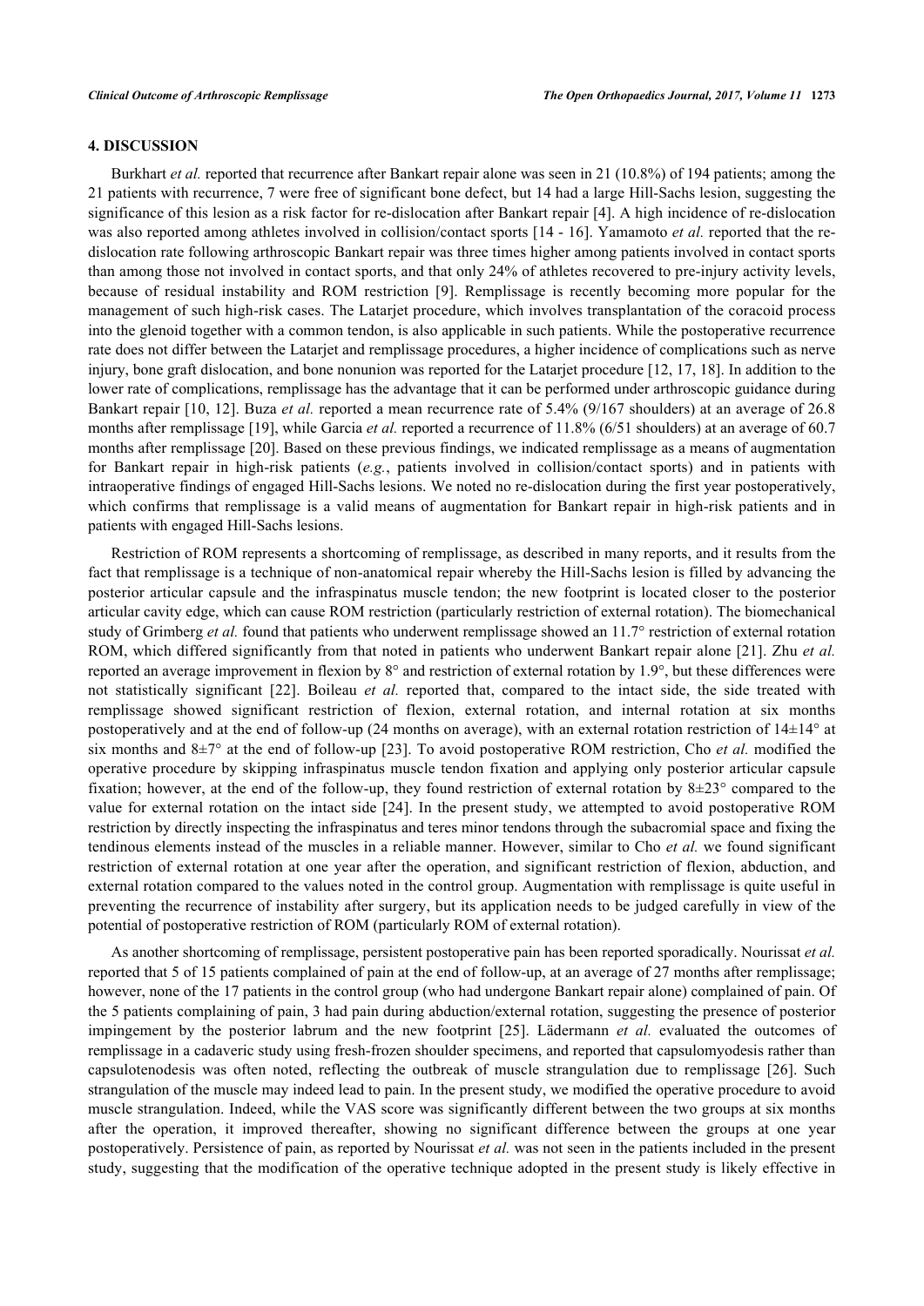## 4. DISCUSSION

Burkhart *et al.* reported that recurrence after Bankart repair alone was seen in 21 (10.8%) of 194 patients; among the 21 patients with recurrence, 7 were free of significant bone defect, but 14 had a large Hill-Sachs lesion, suggesting the significance of this lesion as a risk factor for re-dislocation after Bankart repair [4]. A high incidence of re-dislocation was also reported among athletes involved in collision/contact sports [14 - 16]. Yamamoto *et al.* reported that the re-dislocation rate following arthroscopic Bankart repair was three times higher among patients involved in contact sports than among those not involved in contact sports, and that only 24% of athletes recovered to pre-injury activity levels, because of residual instability and ROM restriction [9]. Remplissage is recently becoming more popular for the management of such high-risk cases. The Latarjet procedure, which involves transplantation of the coracoid process into the glenoid together with a common tendon, is also applicable in such patients. While the postoperative recurrence rate does not differ between the Latarjet and remplissage procedures, a higher incidence of complications such as nerve injury, bone graft dislocation, and bone nonunion was reported for the Latarjet procedure [12, 17, 18]. In addition to the lower rate of complications, remplissage has the advantage that it can be performed under arthroscopic guidance during Bankart repair [10, 12]. Buza *et al.* reported a mean recurrence rate of 5.4% (9/167 shoulders) at an average of 26.8 months after remplissage [19], while Garcia *et al.* reported a recurrence of 11.8% (6/51 shoulders) at an average of 60.7 months after remplissage [20]. Based on these previous findings, we indicated remplissage as a means of augmentation for Bankart repair in high-risk patients (*e.g.*, patients involved in collision/contact sports) and in patients with intraoperative findings of engaged Hill-Sachs lesions. We noted no re-dislocation during the first year postoperatively, which confirms that remplissage is a valid means of augmentation for Bankart repair in high-risk patients and in patients with engaged Hill-Sachs lesions.

Restriction of ROM represents a shortcoming of remplissage, as described in many reports, and it results from the fact that remplissage is a technique of non-anatomical repair whereby the Hill-Sachs lesion is filled by advancing the posterior articular capsule and the infraspinatus muscle tendon; the new footprint is located closer to the posterior articular cavity edge, which can cause ROM restriction (particularly restriction of external rotation). The biomechanical study of Grimberg *et al.* found that patients who underwent remplissage showed an 11.7° restriction of external rotation ROM, which differed significantly from that noted in patients who underwent Bankart repair alone [21]. Zhu *et al.* reported an average improvement in flexion by 8° and restriction of external rotation by 1.9°, but these differences were not statistically significant [22]. Boileau *et al.* reported that, compared to the intact side, the side treated with remplissage showed significant restriction of flexion, external rotation, and internal rotation at six months postoperatively and at the end of follow-up (24 months on average), with an external rotation restriction of 14±14° at six months and 8±7° at the end of follow-up [23]. To avoid postoperative ROM restriction, Cho *et al.* modified the operative procedure by skipping infraspinatus muscle tendon fixation and applying only posterior articular capsule fixation; however, at the end of the follow-up, they found restriction of external rotation by 8±23° compared to the value for external rotation on the intact side [24]. In the present study, we attempted to avoid postoperative ROM restriction by directly inspecting the infraspinatus and teres minor tendons through the subacromial space and fixing the tendinous elements instead of the muscles in a reliable manner. However, similar to Cho *et al.* we found significant restriction of external rotation at one year after the operation, and significant restriction of flexion, abduction, and external rotation compared to the values noted in the control group. Augmentation with remplissage is quite useful in preventing the recurrence of instability after surgery, but its application needs to be judged carefully in view of the potential of postoperative restriction of ROM (particularly ROM of external rotation).

As another shortcoming of remplissage, persistent postoperative pain has been reported sporadically. Nourissat *et al.* reported that 5 of 15 patients complained of pain at the end of follow-up, at an average of 27 months after remplissage; however, none of the 17 patients in the control group (who had undergone Bankart repair alone) complained of pain. Of the 5 patients complaining of pain, 3 had pain during abduction/external rotation, suggesting the presence of posterior impingement by the posterior labrum and the new footprint [25]. Lädermann *et al.* evaluated the outcomes of remplissage in a cadaveric study using fresh-frozen shoulder specimens, and reported that capsulomyodesis rather than capsulotenodesis was often noted, reflecting the outbreak of muscle strangulation due to remplissage [26]. Such strangulation of the muscle may indeed lead to pain. In the present study, we modified the operative procedure to avoid muscle strangulation. Indeed, while the VAS score was significantly different between the two groups at six months after the operation, it improved thereafter, showing no significant difference between the groups at one year postoperatively. Persistence of pain, as reported by Nourissat *et al.* was not seen in the patients included in the present study, suggesting that the modification of the operative technique adopted in the present study is likely effective in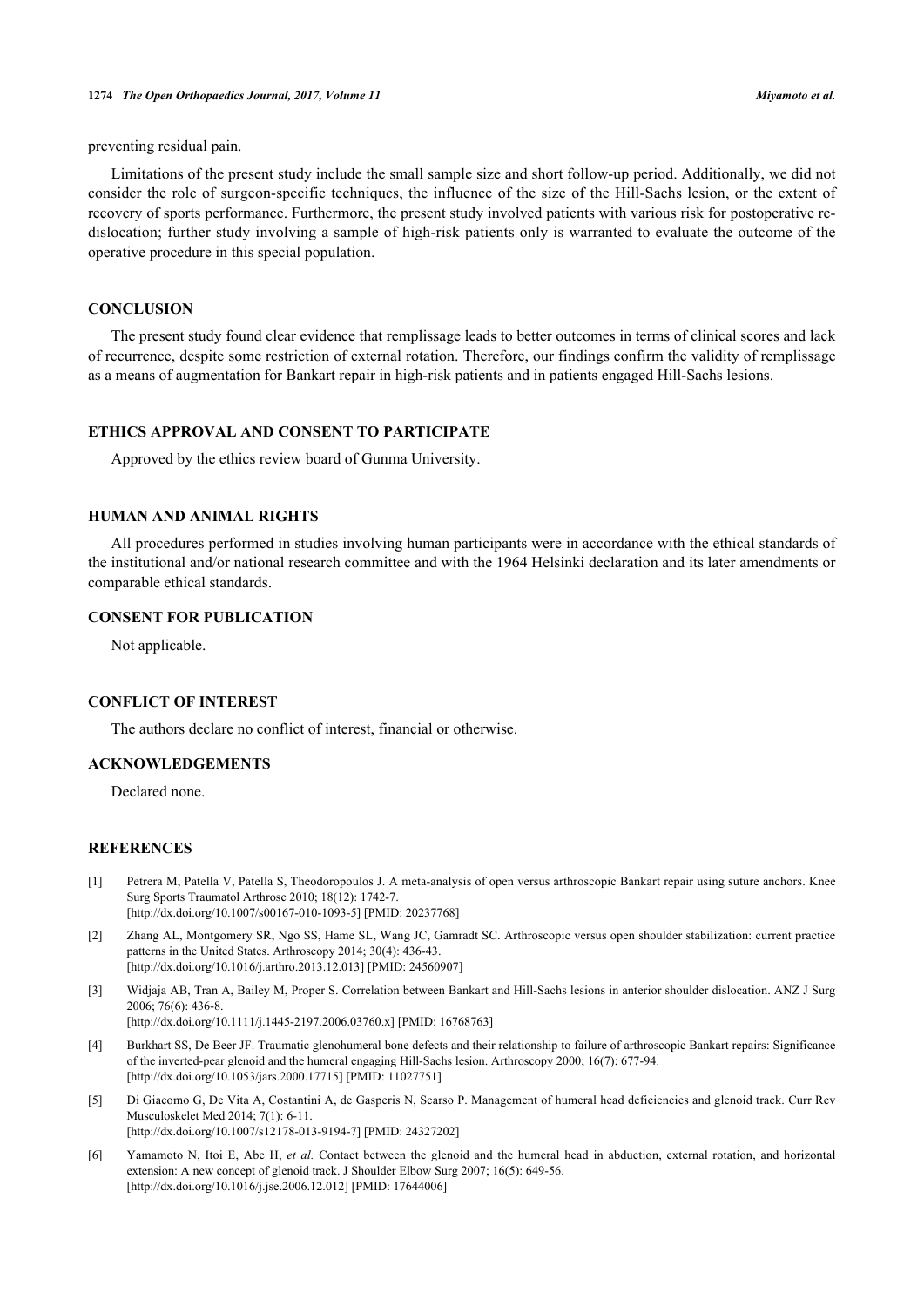preventing residual pain.

Limitations of the present study include the small sample size and short follow-up period. Additionally, we did not consider the role of surgeon-specific techniques, the influence of the size of the Hill-Sachs lesion, or the extent of recovery of sports performance. Furthermore, the present study involved patients with various risk for postoperative re-dislocation; further study involving a sample of high-risk patients only is warranted to evaluate the outcome of the operative procedure in this special population.

## CONCLUSION

The present study found clear evidence that remplissage leads to better outcomes in terms of clinical scores and lack of recurrence, despite some restriction of external rotation. Therefore, our findings confirm the validity of remplissage as a means of augmentation for Bankart repair in high-risk patients and in patients engaged Hill-Sachs lesions.

## ETHICS APPROVAL AND CONSENT TO PARTICIPATE

Approved by the ethics review board of Gunma University.

## HUMAN AND ANIMAL RIGHTS

All procedures performed in studies involving human participants were in accordance with the ethical standards of the institutional and/or national research committee and with the 1964 Helsinki declaration and its later amendments or comparable ethical standards.

## CONSENT FOR PUBLICATION

Not applicable.

## CONFLICT OF INTEREST

The authors declare no conflict of interest, financial or otherwise.

## ACKNOWLEDGEMENTS

Declared none.

## REFERENCES

[1] Petrera M, Patella V, Patella S, Theodoropoulos J. A meta-analysis of open versus arthroscopic Bankart repair using suture anchors. Knee Surg Sports Traumatol Arthrosc 2010; 18(12): 1742-7. [http://dx.doi.org/10.1007/s00167-010-1093-5] [PMID: 20237768]

[2] Zhang AL, Montgomery SR, Ngo SS, Hame SL, Wang JC, Gamradt SC. Arthroscopic versus open shoulder stabilization: current practice patterns in the United States. Arthroscopy 2014; 30(4): 436-43. [http://dx.doi.org/10.1016/j.arthro.2013.12.013] [PMID: 24560907]

[3] Widjaja AB, Tran A, Bailey M, Proper S. Correlation between Bankart and Hill-Sachs lesions in anterior shoulder dislocation. ANZ J Surg 2006; 76(6): 436-8. [http://dx.doi.org/10.1111/j.1445-2197.2006.03760.x] [PMID: 16768763]

[4] Burkhart SS, De Beer JF. Traumatic glenohumeral bone defects and their relationship to failure of arthroscopic Bankart repairs: Significance of the inverted-pear glenoid and the humeral engaging Hill-Sachs lesion. Arthroscopy 2000; 16(7): 677-94. [http://dx.doi.org/10.1053/jars.2000.17715] [PMID: 11027751]

[5] Di Giacomo G, De Vita A, Costantini A, de Gasperis N, Scarso P. Management of humeral head deficiencies and glenoid track. Curr Rev Musculoskelet Med 2014; 7(1): 6-11. [http://dx.doi.org/10.1007/s12178-013-9194-7] [PMID: 24327202]

[6] Yamamoto N, Itoi E, Abe H, *et al.* Contact between the glenoid and the humeral head in abduction, external rotation, and horizontal extension: A new concept of glenoid track. J Shoulder Elbow Surg 2007; 16(5): 649-56. [http://dx.doi.org/10.1016/j.jse.2006.12.012] [PMID: 17644006]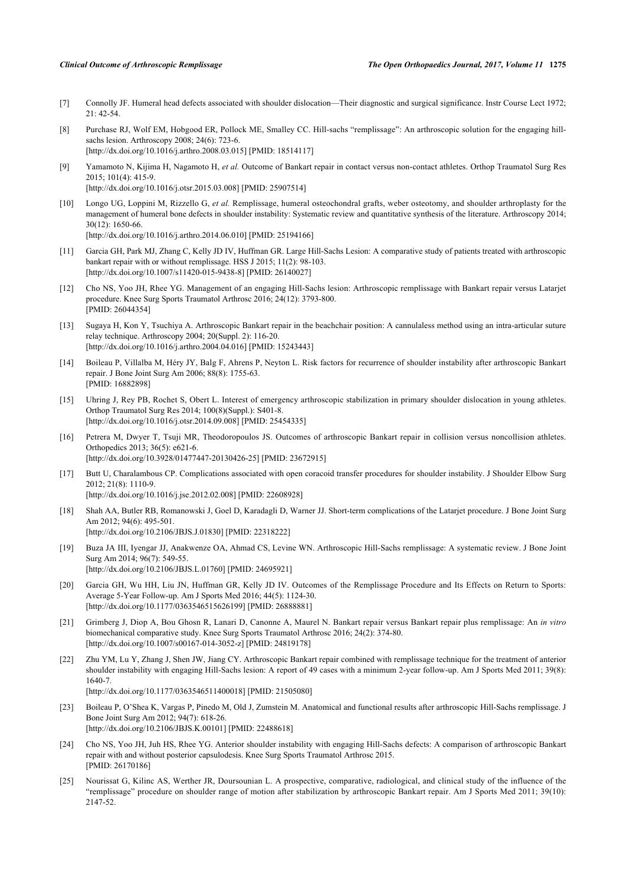[7] Connolly JF. Humeral head defects associated with shoulder dislocation—Their diagnostic and surgical significance. Instr Course Lect 1972; 21: 42-54.

[8] Purchase RJ, Wolf EM, Hobgood ER, Pollock ME, Smalley CC. Hill-sachs "remplissage": An arthroscopic solution for the engaging hill-sachs lesion. Arthroscopy 2008; 24(6): 723-6. [http://dx.doi.org/10.1016/j.arthro.2008.03.015] [PMID: 18514117]

[9] Yamamoto N, Kijima H, Nagamoto H, *et al.* Outcome of Bankart repair in contact versus non-contact athletes. Orthop Traumatol Surg Res 2015; 101(4): 415-9. [http://dx.doi.org/10.1016/j.otsr.2015.03.008] [PMID: 25907514]

[10] Longo UG, Loppini M, Rizzello G, *et al.* Remplissage, humeral osteochondral grafts, weber osteotomy, and shoulder arthroplasty for the management of humeral bone defects in shoulder instability: Systematic review and quantitative synthesis of the literature. Arthroscopy 2014; 30(12): 1650-66. [http://dx.doi.org/10.1016/j.arthro.2014.06.010] [PMID: 25194166]

[11] Garcia GH, Park MJ, Zhang C, Kelly JD IV, Huffman GR. Large Hill-Sachs Lesion: A comparative study of patients treated with arthroscopic bankart repair with or without remplissage. HSS J 2015; 11(2): 98-103. [http://dx.doi.org/10.1007/s11420-015-9438-8] [PMID: 26140027]

[12] Cho NS, Yoo JH, Rhee YG. Management of an engaging Hill-Sachs lesion: Arthroscopic remplissage with Bankart repair versus Latarjet procedure. Knee Surg Sports Traumatol Arthrosc 2016; 24(12): 3793-800. [PMID: 26044354]

[13] Sugaya H, Kon Y, Tsuchiya A. Arthroscopic Bankart repair in the beachchair position: A cannulaless method using an intra-articular suture relay technique. Arthroscopy 2004; 20(Suppl. 2): 116-20. [http://dx.doi.org/10.1016/j.arthro.2004.04.016] [PMID: 15243443]

[14] Boileau P, Villalba M, Héry JY, Balg F, Ahrens P, Neyton L. Risk factors for recurrence of shoulder instability after arthroscopic Bankart repair. J Bone Joint Surg Am 2006; 88(8): 1755-63. [PMID: 16882898]

[15] Uhring J, Rey PB, Rochet S, Obert L. Interest of emergency arthroscopic stabilization in primary shoulder dislocation in young athletes. Orthop Traumatol Surg Res 2014; 100(8)(Suppl.): S401-8. [http://dx.doi.org/10.1016/j.otsr.2014.09.008] [PMID: 25454335]

[16] Petrera M, Dwyer T, Tsuji MR, Theodoropoulos JS. Outcomes of arthroscopic Bankart repair in collision versus noncollision athletes. Orthopedics 2013; 36(5): e621-6. [http://dx.doi.org/10.3928/01477447-20130426-25] [PMID: 23672915]

[17] Butt U, Charalambous CP. Complications associated with open coracoid transfer procedures for shoulder instability. J Shoulder Elbow Surg 2012; 21(8): 1110-9. [http://dx.doi.org/10.1016/j.jse.2012.02.008] [PMID: 22608928]

[18] Shah AA, Butler RB, Romanowski J, Goel D, Karadagli D, Warner JJ. Short-term complications of the Latarjet procedure. J Bone Joint Surg Am 2012; 94(6): 495-501. [http://dx.doi.org/10.2106/JBJS.J.01830] [PMID: 22318222]

[19] Buza JA III, Iyengar JJ, Anakwenze OA, Ahmad CS, Levine WN. Arthroscopic Hill-Sachs remplissage: A systematic review. J Bone Joint Surg Am 2014; 96(7): 549-55. [http://dx.doi.org/10.2106/JBJS.L.01760] [PMID: 24695921]

[20] Garcia GH, Wu HH, Liu JN, Huffman GR, Kelly JD IV. Outcomes of the Remplissage Procedure and Its Effects on Return to Sports: Average 5-Year Follow-up. Am J Sports Med 2016; 44(5): 1124-30. [http://dx.doi.org/10.1177/0363546515626199] [PMID: 26888881]

[21] Grimberg J, Diop A, Bou Ghosn R, Lanari D, Canonne A, Maurel N. Bankart repair versus Bankart repair plus remplissage: An *in vitro* biomechanical comparative study. Knee Surg Sports Traumatol Arthrosc 2016; 24(2): 374-80. [http://dx.doi.org/10.1007/s00167-014-3052-z] [PMID: 24819178]

[22] Zhu YM, Lu Y, Zhang J, Shen JW, Jiang CY. Arthroscopic Bankart repair combined with remplissage technique for the treatment of anterior shoulder instability with engaging Hill-Sachs lesion: A report of 49 cases with a minimum 2-year follow-up. Am J Sports Med 2011; 39(8): 1640-7. [http://dx.doi.org/10.1177/0363546511400018] [PMID: 21505080]

[23] Boileau P, O'Shea K, Vargas P, Pinedo M, Old J, Zumstein M. Anatomical and functional results after arthroscopic Hill-Sachs remplissage. J Bone Joint Surg Am 2012; 94(7): 618-26. [http://dx.doi.org/10.2106/JBJS.K.00101] [PMID: 22488618]

[24] Cho NS, Yoo JH, Juh HS, Rhee YG. Anterior shoulder instability with engaging Hill-Sachs defects: A comparison of arthroscopic Bankart repair with and without posterior capsulodesis. Knee Surg Sports Traumatol Arthrosc 2015. [PMID: 26170186]

[25] Nourissat G, Kilinc AS, Werther JR, Doursounian L. A prospective, comparative, radiological, and clinical study of the influence of the "remplissage" procedure on shoulder range of motion after stabilization by arthroscopic Bankart repair. Am J Sports Med 2011; 39(10): 2147-52.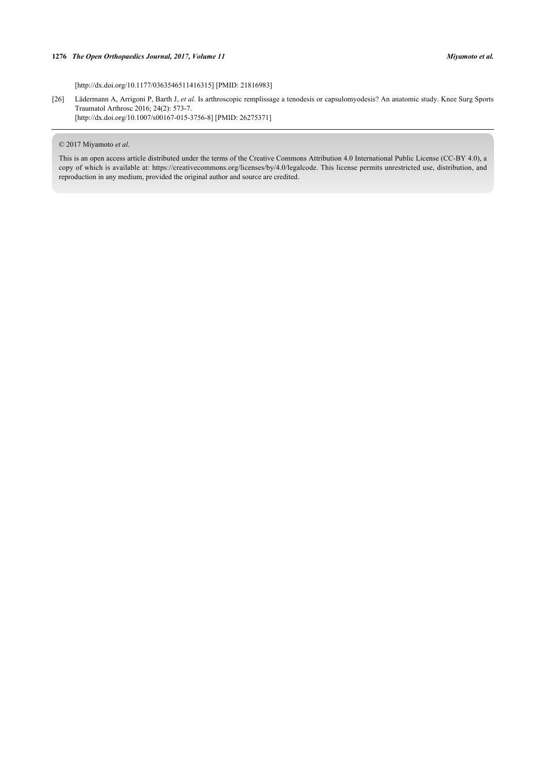[http://dx.doi.org/10.1177/0363546511416315] [PMID: 21816983]

[26] Lädermann A, Arrigoni P, Barth J, *et al.* Is arthroscopic remplissage a tenodesis or capsulomyodesis? An anatomic study. Knee Surg Sports Traumatol Arthrosc 2016; 24(2): 573-7.
[http://dx.doi.org/10.1007/s00167-015-3756-8] [PMID: 26275371]

---

© 2017 Miyamoto *et al*.

This is an open access article distributed under the terms of the Creative Commons Attribution 4.0 International Public License (CC-BY 4.0), a copy of which is available at: https://creativecommons.org/licenses/by/4.0/legalcode. This license permits unrestricted use, distribution, and reproduction in any medium, provided the original author and source are credited.